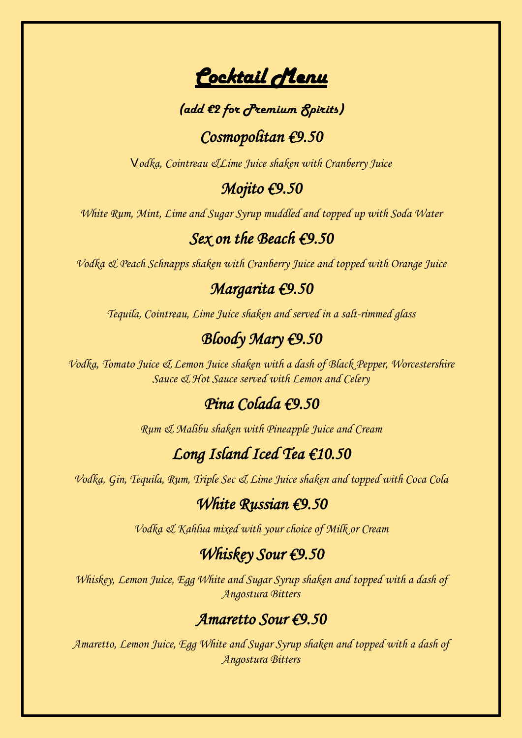# ***Cocktail Menu***

***(add €2 for Premium Spirits)***

## *Cosmopolitan €9.50*

*Vodka, Cointreau &Lime Juice shaken with Cranberry Juice*

## *Mojito €9.50*

*White Rum, Mint, Lime and Sugar Syrup muddled and topped up with Soda Water*

## *Sex on the Beach €9.50*

*Vodka & Peach Schnapps shaken with Cranberry Juice and topped with Orange Juice*

## *Margarita €9.50*

*Tequila, Cointreau, Lime Juice shaken and served in a salt-rimmed glass*

## *Bloody Mary €9.50*

*Vodka, Tomato Juice & Lemon Juice shaken with a dash of Black Pepper, Worcestershire Sauce & Hot Sauce served with Lemon and Celery*

## *Pina Colada €9.50*

*Rum & Malibu shaken with Pineapple Juice and Cream*

## *Long Island Iced Tea €10.50*

*Vodka, Gin, Tequila, Rum, Triple Sec & Lime Juice shaken and topped with Coca Cola*

## *White Russian €9.50*

*Vodka & Kahlua mixed with your choice of Milk or Cream*

## *Whiskey Sour €9.50*

*Whiskey, Lemon Juice, Egg White and Sugar Syrup shaken and topped with a dash of Angostura Bitters*

## *Amaretto Sour €9.50*

*Amaretto, Lemon Juice, Egg White and Sugar Syrup shaken and topped with a dash of Angostura Bitters*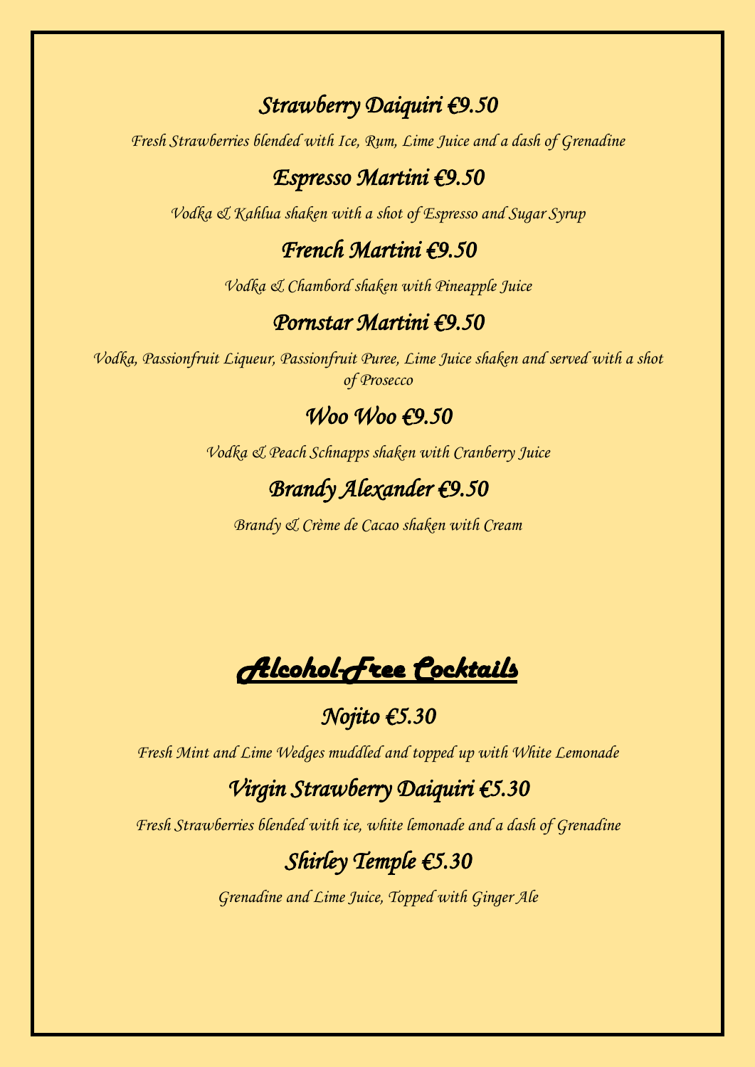### *Strawberry Daiquiri €9.50*

*Fresh Strawberries blended with Ice, Rum, Lime Juice and a dash of Grenadine*

### *Espresso Martini €9.50*

*Vodka & Kahlua shaken with a shot of Espresso and Sugar Syrup*

### *French Martini €9.50*

*Vodka & Chambord shaken with Pineapple Juice*

### *Pornstar Martini €9.50*

*Vodka, Passionfruit Liqueur, Passionfruit Puree, Lime Juice shaken and served with a shot of Prosecco*

### *Woo Woo €9.50*

*Vodka & Peach Schnapps shaken with Cranberry Juice*

### *Brandy Alexander €9.50*

*Brandy & Crème de Cacao shaken with Cream*

## *Alcohol-Free Cocktails*

### *Nojito €5.30*

*Fresh Mint and Lime Wedges muddled and topped up with White Lemonade*

### *Virgin Strawberry Daiquiri €5.30*

*Fresh Strawberries blended with ice, white lemonade and a dash of Grenadine*

### *Shirley Temple €5.30*

*Grenadine and Lime Juice, Topped with Ginger Ale*